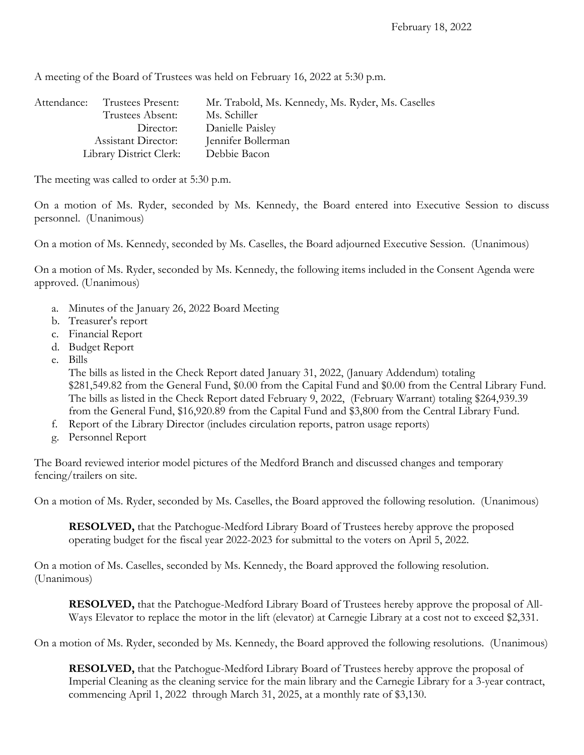February 18, 2022

A meeting of the Board of Trustees was held on February 16, 2022 at 5:30 p.m.

| Attendance: | | |
|---|---|---|
| | Trustees Present: | Mr. Trabold, Ms. Kennedy, Ms. Ryder, Ms. Caselles |
| | Trustees Absent: | Ms. Schiller |
| | Director: | Danielle Paisley |
| | Assistant Director: | Jennifer Bollerman |
| | Library District Clerk: | Debbie Bacon |

The meeting was called to order at 5:30 p.m.

On a motion of Ms. Ryder, seconded by Ms. Kennedy, the Board entered into Executive Session to discuss personnel. (Unanimous)

On a motion of Ms. Kennedy, seconded by Ms. Caselles, the Board adjourned Executive Session. (Unanimous)

On a motion of Ms. Ryder, seconded by Ms. Kennedy, the following items included in the Consent Agenda were approved. (Unanimous)

a. Minutes of the January 26, 2022 Board Meeting
b. Treasurer's report
c. Financial Report
d. Budget Report
e. Bills
   The bills as listed in the Check Report dated January 31, 2022, (January Addendum) totaling $281,549.82 from the General Fund, $0.00 from the Capital Fund and $0.00 from the Central Library Fund. The bills as listed in the Check Report dated February 9, 2022, (February Warrant) totaling $264,939.39 from the General Fund, $16,920.89 from the Capital Fund and $3,800 from the Central Library Fund.
f. Report of the Library Director (includes circulation reports, patron usage reports)
g. Personnel Report

The Board reviewed interior model pictures of the Medford Branch and discussed changes and temporary fencing/trailers on site.

On a motion of Ms. Ryder, seconded by Ms. Caselles, the Board approved the following resolution. (Unanimous)

> **RESOLVED,** that the Patchogue-Medford Library Board of Trustees hereby approve the proposed operating budget for the fiscal year 2022-2023 for submittal to the voters on April 5, 2022.

On a motion of Ms. Caselles, seconded by Ms. Kennedy, the Board approved the following resolution. (Unanimous)

> **RESOLVED,** that the Patchogue-Medford Library Board of Trustees hereby approve the proposal of All-Ways Elevator to replace the motor in the lift (elevator) at Carnegie Library at a cost not to exceed $2,331.

On a motion of Ms. Ryder, seconded by Ms. Kennedy, the Board approved the following resolutions. (Unanimous)

> **RESOLVED,** that the Patchogue-Medford Library Board of Trustees hereby approve the proposal of Imperial Cleaning as the cleaning service for the main library and the Carnegie Library for a 3-year contract, commencing April 1, 2022 through March 31, 2025, at a monthly rate of $3,130.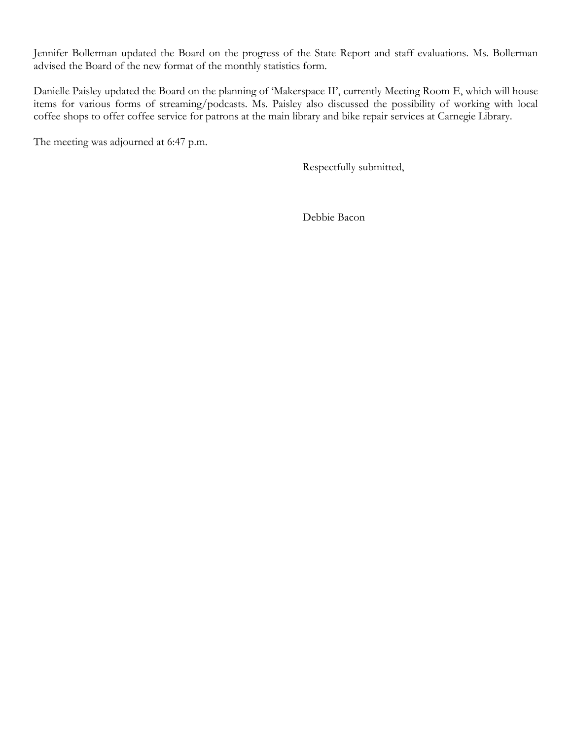Jennifer Bollerman updated the Board on the progress of the State Report and staff evaluations. Ms. Bollerman advised the Board of the new format of the monthly statistics form.

Danielle Paisley updated the Board on the planning of 'Makerspace II', currently Meeting Room E, which will house items for various forms of streaming/podcasts. Ms. Paisley also discussed the possibility of working with local coffee shops to offer coffee service for patrons at the main library and bike repair services at Carnegie Library.

The meeting was adjourned at 6:47 p.m.

Respectfully submitted,

Debbie Bacon